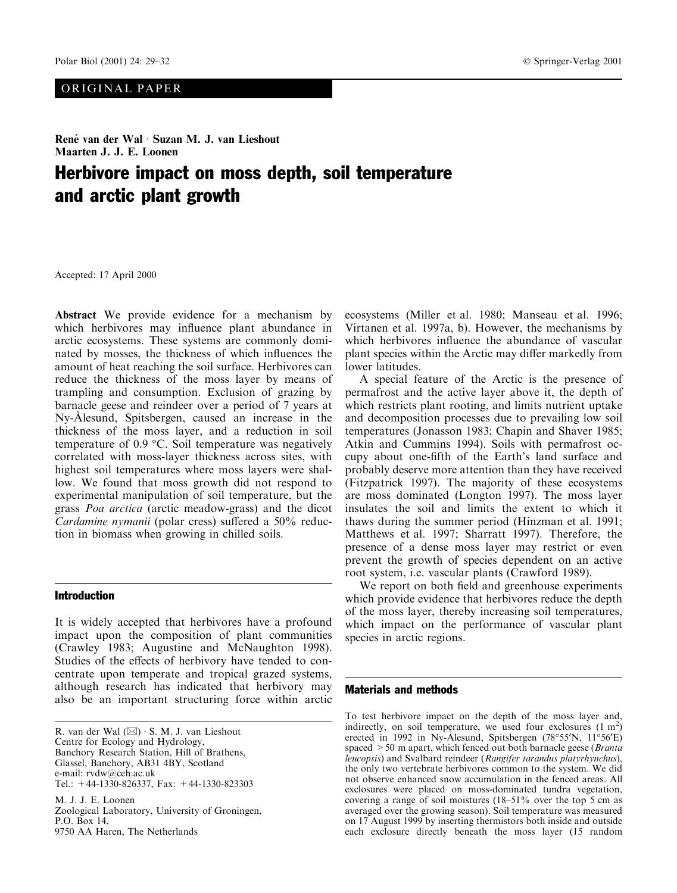ORIGINAL PAPER

**René van der Wal · Suzan M. J. van Lieshout**
**Maarten J. J. E. Loonen**

# Herbivore impact on moss depth, soil temperature and arctic plant growth

Accepted: 17 April 2000

**Abstract** We provide evidence for a mechanism by which herbivores may influence plant abundance in arctic ecosystems. These systems are commonly dominated by mosses, the thickness of which influences the amount of heat reaching the soil surface. Herbivores can reduce the thickness of the moss layer by means of trampling and consumption. Exclusion of grazing by barnacle geese and reindeer over a period of 7 years at Ny-Ålesund, Spitsbergen, caused an increase in the thickness of the moss layer, and a reduction in soil temperature of 0.9 °C. Soil temperature was negatively correlated with moss-layer thickness across sites, with highest soil temperatures where moss layers were shallow. We found that moss growth did not respond to experimental manipulation of soil temperature, but the grass *Poa arctica* (arctic meadow-grass) and the dicot *Cardamine nymanii* (polar cress) suffered a 50% reduction in biomass when growing in chilled soils.

## Introduction

It is widely accepted that herbivores have a profound impact upon the composition of plant communities (Crawley 1983; Augustine and McNaughton 1998). Studies of the effects of herbivory have tended to concentrate upon temperate and tropical grazed systems, although research has indicated that herbivory may also be an important structuring force within arctic ecosystems (Miller et al. 1980; Manseau et al. 1996; Virtanen et al. 1997a, b). However, the mechanisms by which herbivores influence the abundance of vascular plant species within the Arctic may differ markedly from lower latitudes.

A special feature of the Arctic is the presence of permafrost and the active layer above it, the depth of which restricts plant rooting, and limits nutrient uptake and decomposition processes due to prevailing low soil temperatures (Jonasson 1983; Chapin and Shaver 1985; Atkin and Cummins 1994). Soils with permafrost occupy about one-fifth of the Earth's land surface and probably deserve more attention than they have received (Fitzpatrick 1997). The majority of these ecosystems are moss dominated (Longton 1997). The moss layer insulates the soil and limits the extent to which it thaws during the summer period (Hinzman et al. 1991; Matthews et al. 1997; Sharratt 1997). Therefore, the presence of a dense moss layer may restrict or even prevent the growth of species dependent on an active root system, i.e. vascular plants (Crawford 1989).

We report on both field and greenhouse experiments which provide evidence that herbivores reduce the depth of the moss layer, thereby increasing soil temperatures, which impact on the performance of vascular plant species in arctic regions.

## Materials and methods

To test herbivore impact on the depth of the moss layer and, indirectly, on soil temperature, we used four exclosures (1 m$^2$) erected in 1992 in Ny-Ålesund, Spitsbergen (78°55′N, 11°56′E) spaced > 50 m apart, which fenced out both barnacle geese (*Branta leucopsis*) and Svalbard reindeer (*Rangifer tarandus platyrhynchus*), the only two vertebrate herbivores common to the system. We did not observe enhanced snow accumulation in the fenced areas. All exclosures were placed on moss-dominated tundra vegetation, covering a range of soil moistures (18–51% over the top 5 cm as averaged over the growing season). Soil temperature was measured on 17 August 1999 by inserting thermistors both inside and outside each exclosure directly beneath the moss layer (15 random

R. van der Wal (✉) · S. M. J. van Lieshout
Centre for Ecology and Hydrology,
Banchory Research Station, Hill of Brathens,
Glassel, Banchory, AB31 4BY, Scotland
e-mail: rvdw@ceh.ac.uk
Tel.: +44-1330-826337, Fax: +44-1330-823303

M. J. J. E. Loonen
Zoological Laboratory, University of Groningen,
P.O. Box 14,
9750 AA Haren, The Netherlands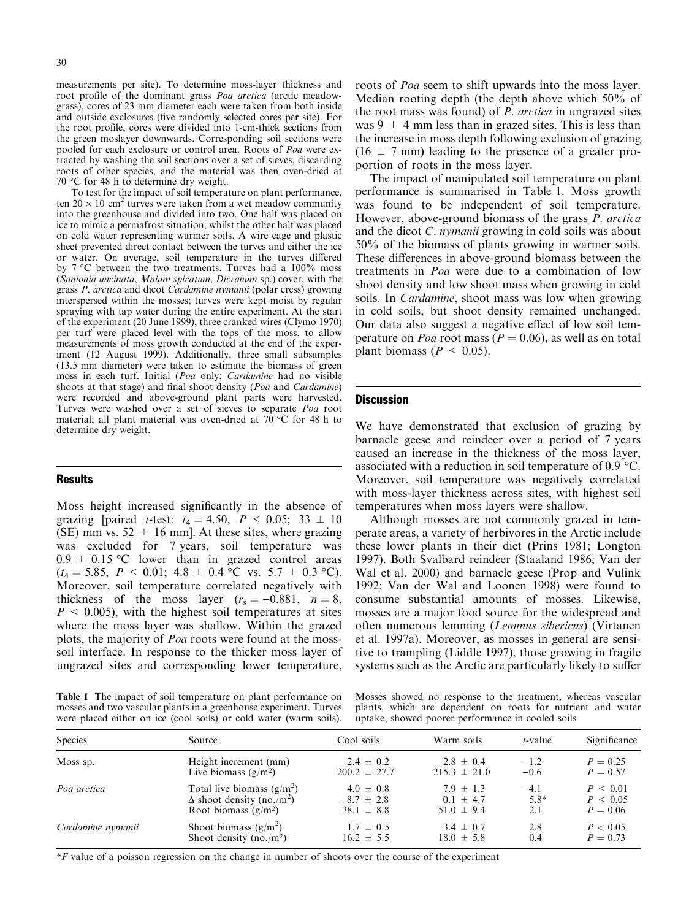measurements per site). To determine moss-layer thickness and root profile of the dominant grass *Poa arctica* (arctic meadow-grass), cores of 23 mm diameter each were taken from both inside and outside exclosures (five randomly selected cores per site). For the root profile, cores were divided into 1-cm-thick sections from the green moslayer downwards. Corresponding soil sections were pooled for each exclosure or control area. Roots of *Poa* were extracted by washing the soil sections over a set of sieves, discarding roots of other species, and the material was then oven-dried at 70 °C for 48 h to determine dry weight.

To test for the impact of soil temperature on plant performance, ten $20 \times 10$ cm$^2$ turves were taken from a wet meadow community into the greenhouse and divided into two. One half was placed on ice to mimic a permafrost situation, whilst the other half was placed on cold water representing warmer soils. A wire cage and plastic sheet prevented direct contact between the turves and either the ice or water. On average, soil temperature in the turves differed by 7 °C between the two treatments. Turves had a 100% moss (*Sanionia uncinata*, *Mnium spicatum*, *Dicranum* sp.) cover, with the grass *P. arctica* and dicot *Cardamine nymanii* (polar cress) growing interspersed within the mosses; turves were kept moist by regular spraying with tap water during the entire experiment. At the start of the experiment (20 June 1999), three cranked wires (Clymo 1970) per turf were placed level with the tops of the moss, to allow measurements of moss growth conducted at the end of the experiment (12 August 1999). Additionally, three small subsamples (13.5 mm diameter) were taken to estimate the biomass of green moss in each turf. Initial (*Poa* only; *Cardamine* had no visible shoots at that stage) and final shoot density (*Poa* and *Cardamine*) were recorded and above-ground plant parts were harvested. Turves were washed over a set of sieves to separate *Poa* root material; all plant material was oven-dried at 70 °C for 48 h to determine dry weight.

## Results

Moss height increased significantly in the absence of grazing [paired *t*-test: $t_4 = 4.50$, $P < 0.05$; $33 \pm 10$ (SE) mm vs. $52 \pm 16$ mm]. At these sites, where grazing was excluded for 7 years, soil temperature was $0.9 \pm 0.15$ °C lower than in grazed control areas ($t_4 = 5.85$, $P < 0.01$; $4.8 \pm 0.4$ °C vs. $5.7 \pm 0.3$ °C). Moreover, soil temperature correlated negatively with thickness of the moss layer ($r_s = -0.881$, $n = 8$, $P < 0.005$), with the highest soil temperatures at sites where the moss layer was shallow. Within the grazed plots, the majority of *Poa* roots were found at the moss-soil interface. In response to the thicker moss layer of ungrazed sites and corresponding lower temperature, roots of *Poa* seem to shift upwards into the moss layer. Median rooting depth (the depth above which 50% of the root mass was found) of *P. arctica* in ungrazed sites was $9 \pm 4$ mm less than in grazed sites. This is less than the increase in moss depth following exclusion of grazing ($16 \pm 7$ mm) leading to the presence of a greater proportion of roots in the moss layer.

The impact of manipulated soil temperature on plant performance is summarised in Table 1. Moss growth was found to be independent of soil temperature. However, above-ground biomass of the grass *P. arctica* and the dicot *C. nymanii* growing in cold soils was about 50% of the biomass of plants growing in warmer soils. These differences in above-ground biomass between the treatments in *Poa* were due to a combination of low shoot density and low shoot mass when growing in cold soils. In *Cardamine*, shoot mass was low when growing in cold soils, but shoot density remained unchanged. Our data also suggest a negative effect of low soil temperature on *Poa* root mass ($P = 0.06$), as well as on total plant biomass ($P < 0.05$).

## Discussion

We have demonstrated that exclusion of grazing by barnacle geese and reindeer over a period of 7 years caused an increase in the thickness of the moss layer, associated with a reduction in soil temperature of 0.9 °C. Moreover, soil temperature was negatively correlated with moss-layer thickness across sites, with highest soil temperatures when moss layers were shallow.

Although mosses are not commonly grazed in temperate areas, a variety of herbivores in the Arctic include these lower plants in their diet (Prins 1981; Longton 1997). Both Svalbard reindeer (Staaland 1986; Van der Wal et al. 2000) and barnacle geese (Prop and Vulink 1992; Van der Wal and Loonen 1998) were found to consume substantial amounts of mosses. Likewise, mosses are a major food source for the widespread and often numerous lemming (*Lemmus siberic*us) (Virtanen et al. 1997a). Moreover, as mosses in general are sensitive to trampling (Liddle 1997), those growing in fragile systems such as the Arctic are particularly likely to suffer

**Table 1** The impact of soil temperature on plant performance on mosses and two vascular plants in a greenhouse experiment. Turves were placed either on ice (cool soils) or cold water (warm soils). Mosses showed no response to the treatment, whereas vascular plants, which are dependent on roots for nutrient and water uptake, showed poorer performance in cooled soils

| Species | Source | Cool soils | Warm soils | *t*-value | Significance |
|---|---|---|---|---|---|
| Moss sp. | Height increment (mm) | $2.4 \pm 0.2$ | $2.8 \pm 0.4$ | −1.2 | $P = 0.25$ |
| | Live biomass (g/m$^2$) | $200.2 \pm 27.7$ | $215.3 \pm 21.0$ | −0.6 | $P = 0.57$ |
| *Poa arctica* | Total live biomass (g/m$^2$) | $4.0 \pm 0.8$ | $7.9 \pm 1.3$ | −4.1 | $P < 0.01$ |
| | $\Delta$ shoot density (no./m$^2$) | $-8.7 \pm 2.8$ | $0.1 \pm 4.7$ | 5.8* | $P < 0.05$ |
| | Root biomass (g/m$^2$) | $38.1 \pm 8.8$ | $51.0 \pm 9.4$ | 2.1 | $P = 0.06$ |
| *Cardamine nymanii* | Shoot biomass (g/m$^2$) | $1.7 \pm 0.5$ | $3.4 \pm 0.7$ | 2.8 | $P < 0.05$ |
| | Shoot density (no./m$^2$) | $16.2 \pm 5.5$ | $18.0 \pm 5.8$ | 0.4 | $P = 0.73$ |

\*$F$ value of a poisson regression on the change in number of shoots over the course of the experiment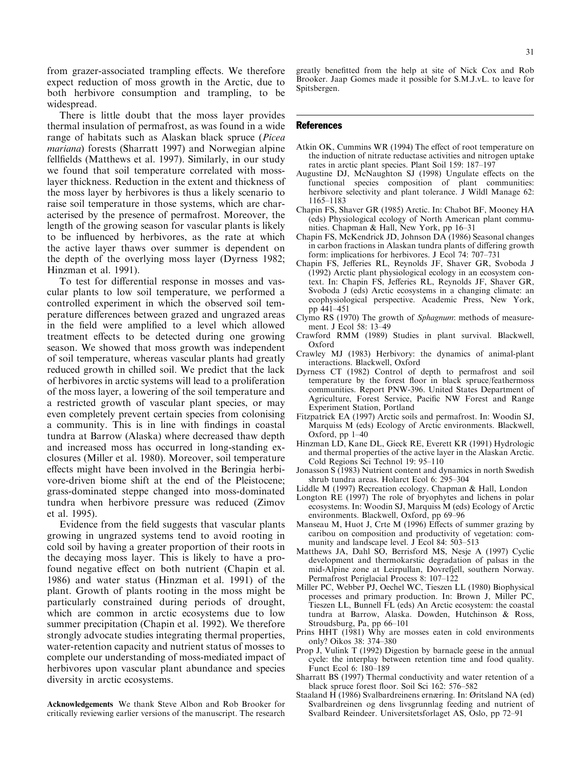from grazer-associated trampling effects. We therefore expect reduction of moss growth in the Arctic, due to both herbivore consumption and trampling, to be widespread.

There is little doubt that the moss layer provides thermal insulation of permafrost, as was found in a wide range of habitats such as Alaskan black spruce (*Picea mariana*) forests (Sharratt 1997) and Norwegian alpine fellfields (Matthews et al. 1997). Similarly, in our study we found that soil temperature correlated with moss-layer thickness. Reduction in the extent and thickness of the moss layer by herbivores is thus a likely scenario to raise soil temperature in those systems, which are characterised by the presence of permafrost. Moreover, the length of the growing season for vascular plants is likely to be influenced by herbivores, as the rate at which the active layer thaws over summer is dependent on the depth of the overlying moss layer (Dyrness 1982; Hinzman et al. 1991).

To test for differential response in mosses and vascular plants to low soil temperature, we performed a controlled experiment in which the observed soil temperature differences between grazed and ungrazed areas in the field were amplified to a level which allowed treatment effects to be detected during one growing season. We showed that moss growth was independent of soil temperature, whereas vascular plants had greatly reduced growth in chilled soil. We predict that the lack of herbivores in arctic systems will lead to a proliferation of the moss layer, a lowering of the soil temperature and a restricted growth of vascular plant species, or may even completely prevent certain species from colonising a community. This is in line with findings in coastal tundra at Barrow (Alaska) where decreased thaw depth and increased moss has occurred in long-standing exclosures (Miller et al. 1980). Moreover, soil temperature effects might have been involved in the Beringia herbivore-driven biome shift at the end of the Pleistocene; grass-dominated steppe changed into moss-dominated tundra when herbivore pressure was reduced (Zimov et al. 1995).

Evidence from the field suggests that vascular plants growing in ungrazed systems tend to avoid rooting in cold soil by having a greater proportion of their roots in the decaying moss layer. This is likely to have a profound negative effect on both nutrient (Chapin et al. 1986) and water status (Hinzman et al. 1991) of the plant. Growth of plants rooting in the moss might be particularly constrained during periods of drought, which are common in arctic ecosystems due to low summer precipitation (Chapin et al. 1992). We therefore strongly advocate studies integrating thermal properties, water-retention capacity and nutrient status of mosses to complete our understanding of moss-mediated impact of herbivores upon vascular plant abundance and species diversity in arctic ecosystems.

**Acknowledgements** We thank Steve Albon and Rob Brooker for critically reviewing earlier versions of the manuscript. The research greatly benefitted from the help at site of Nick Cox and Rob Brooker. Jaap Gomes made it possible for S.M.J.vL. to leave for Spitsbergen.

## References

- Atkin OK, Cummins WR (1994) The effect of root temperature on the induction of nitrate reductase activities and nitrogen uptake rates in arctic plant species. Plant Soil 159: 187–197
- Augustine DJ, McNaughton SJ (1998) Ungulate effects on the functional species composition of plant communities: herbivore selectivity and plant tolerance. J Wildl Manage 62: 1165–1183
- Chapin FS, Shaver GR (1985) Arctic. In: Chabot BF, Mooney HA (eds) Physiological ecology of North American plant communities. Chapman & Hall, New York, pp 16–31
- Chapin FS, McKendrick JD, Johnson DA (1986) Seasonal changes in carbon fractions in Alaskan tundra plants of differing growth form: implications for herbivores. J Ecol 74: 707–731
- Chapin FS, Jefferies RL, Reynolds JF, Shaver GR, Svoboda J (1992) Arctic plant physiological ecology in an ecosystem context. In: Chapin FS, Jefferies RL, Reynolds JF, Shaver GR, Svoboda J (eds) Arctic ecosystems in a changing climate: an ecophysiological perspective. Academic Press, New York, pp 441–451
- Clymo RS (1970) The growth of *Sphagnum*: methods of measurement. J Ecol 58: 13–49
- Crawford RMM (1989) Studies in plant survival. Blackwell, Oxford
- Crawley MJ (1983) Herbivory: the dynamics of animal-plant interactions. Blackwell, Oxford
- Dyrness CT (1982) Control of depth to permafrost and soil temperature by the forest floor in black spruce/feathermoss communities. Report PNW-396. United States Department of Agriculture, Forest Service, Pacific NW Forest and Range Experiment Station, Portland
- Fitzpatrick EA (1997) Arctic soils and permafrost. In: Woodin SJ, Marquiss M (eds) Ecology of Arctic environments. Blackwell, Oxford, pp 1–40
- Hinzman LD, Kane DL, Gieck RE, Everett KR (1991) Hydrologic and thermal properties of the active layer in the Alaskan Arctic. Cold Regions Sci Technol 19: 95–110
- Jonasson S (1983) Nutrient content and dynamics in north Swedish shrub tundra areas. Holarct Ecol 6: 295–304
- Liddle M (1997) Recreation ecology. Chapman & Hall, London
- Longton RE (1997) The role of bryophytes and lichens in polar ecosystems. In: Woodin SJ, Marquiss M (eds) Ecology of Arctic environments. Blackwell, Oxford, pp 69–96
- Manseau M, Huot J, Crte M (1996) Effects of summer grazing by caribou on composition and productivity of vegetation: community and landscape level. J Ecol 84: 503–513
- Matthews JA, Dahl SO, Berrisford MS, Nesje A (1997) Cyclic development and thermokarstic degradation of palsas in the mid-Alpine zone at Leirpullan, Dovrefjell, southern Norway. Permafrost Periglacial Process 8: 107–122
- Miller PC, Webber PJ, Oechel WC, Tieszen LL (1980) Biophysical processes and primary production. In: Brown J, Miller PC, Tieszen LL, Bunnell FL (eds) An Arctic ecosystem: the coastal tundra at Barrow, Alaska. Dowden, Hutchinson & Ross, Stroudsburg, Pa, pp 66–101
- Prins HHT (1981) Why are mosses eaten in cold environments only? Oikos 38: 374–380
- Prop J, Vulink T (1992) Digestion by barnacle geese in the annual cycle: the interplay between retention time and food quality. Funct Ecol 6: 180–189
- Sharratt BS (1997) Thermal conductivity and water retention of a black spruce forest floor. Soil Sci 162: 576–582
- Staaland H (1986) Svalbardreinens ernæring. In: Øritsland NA (ed) Svalbardreinen og dens livsgrunnlag feeding and nutrient of Svalbard Reindeer. Universitetsforlaget AS, Oslo, pp 72–91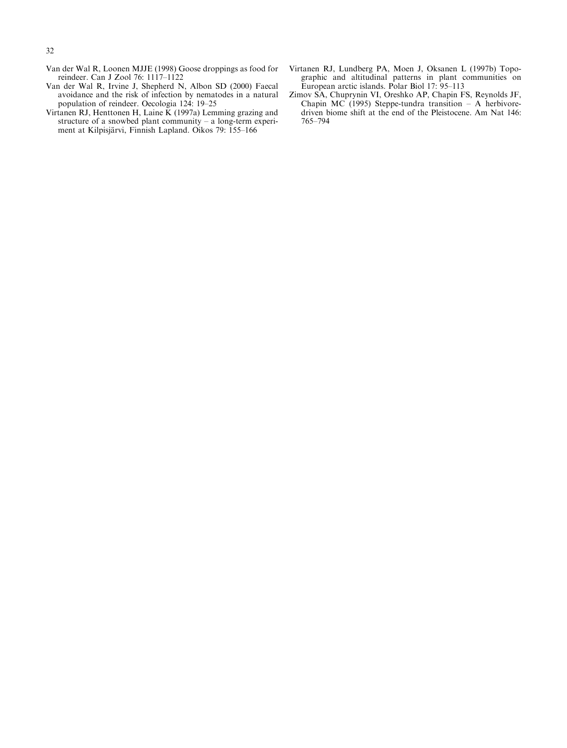Van der Wal R, Loonen MJJE (1998) Goose droppings as food for reindeer. Can J Zool 76: 1117–1122

Van der Wal R, Irvine J, Shepherd N, Albon SD (2000) Faecal avoidance and the risk of infection by nematodes in a natural population of reindeer. Oecologia 124: 19–25

Virtanen RJ, Henttonen H, Laine K (1997a) Lemming grazing and structure of a snowbed plant community – a long-term experiment at Kilpisjärvi, Finnish Lapland. Oikos 79: 155–166

Virtanen RJ, Lundberg PA, Moen J, Oksanen L (1997b) Topographic and altitudinal patterns in plant communities on European arctic islands. Polar Biol 17: 95–113

Zimov SA, Chuprynin VI, Oreshko AP, Chapin FS, Reynolds JF, Chapin MC (1995) Steppe-tundra transition – A herbivore-driven biome shift at the end of the Pleistocene. Am Nat 146: 765–794